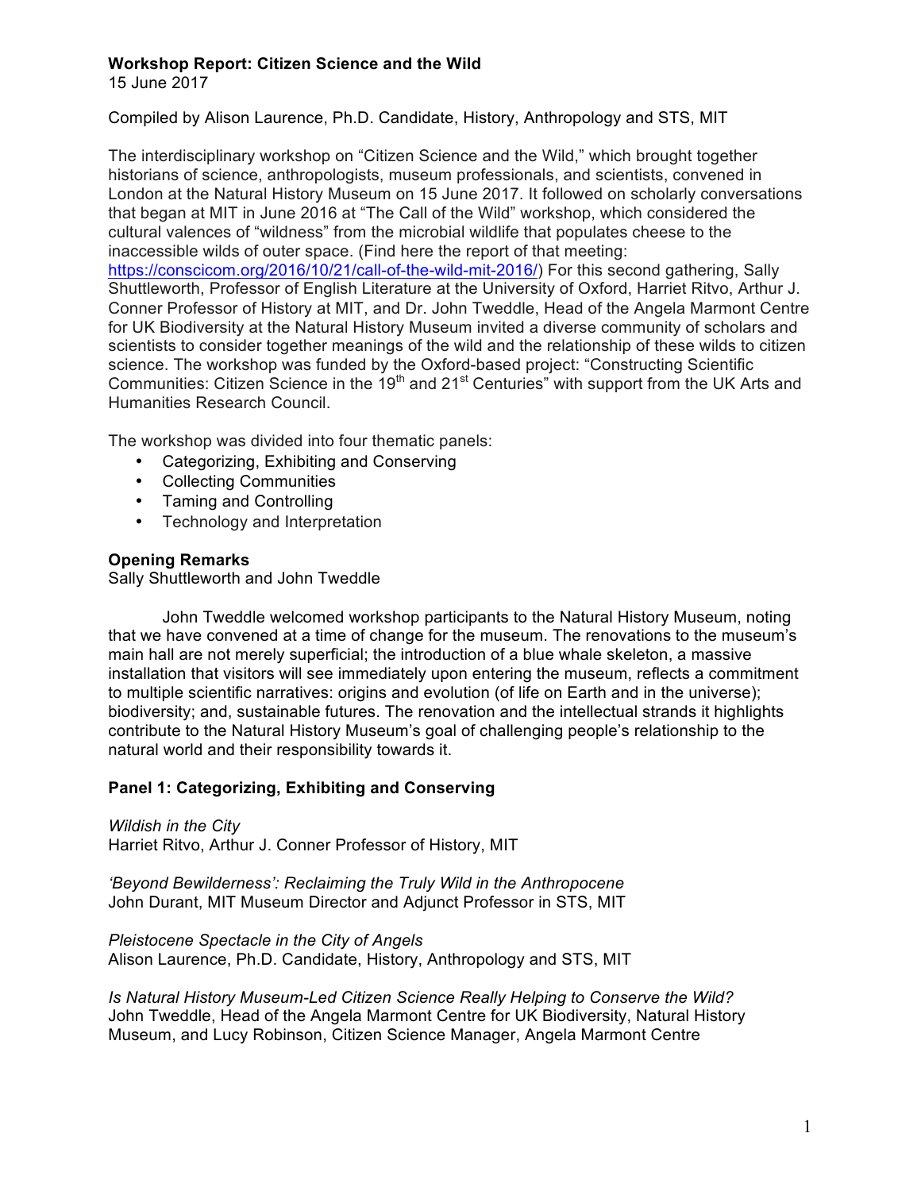# Workshop Report: Citizen Science and the Wild

15 June 2017

Compiled by Alison Laurence, Ph.D. Candidate, History, Anthropology and STS, MIT

The interdisciplinary workshop on "Citizen Science and the Wild," which brought together historians of science, anthropologists, museum professionals, and scientists, convened in London at the Natural History Museum on 15 June 2017. It followed on scholarly conversations that began at MIT in June 2016 at "The Call of the Wild" workshop, which considered the cultural valences of "wildness" from the microbial wildlife that populates cheese to the inaccessible wilds of outer space. (Find here the report of that meeting: https://conscicom.org/2016/10/21/call-of-the-wild-mit-2016/) For this second gathering, Sally Shuttleworth, Professor of English Literature at the University of Oxford, Harriet Ritvo, Arthur J. Conner Professor of History at MIT, and Dr. John Tweddle, Head of the Angela Marmont Centre for UK Biodiversity at the Natural History Museum invited a diverse community of scholars and scientists to consider together meanings of the wild and the relationship of these wilds to citizen science. The workshop was funded by the Oxford-based project: "Constructing Scientific Communities: Citizen Science in the 19th and 21st Centuries" with support from the UK Arts and Humanities Research Council.

The workshop was divided into four thematic panels:

- Categorizing, Exhibiting and Conserving
- Collecting Communities
- Taming and Controlling
- Technology and Interpretation

## Opening Remarks

Sally Shuttleworth and John Tweddle

John Tweddle welcomed workshop participants to the Natural History Museum, noting that we have convened at a time of change for the museum. The renovations to the museum's main hall are not merely superficial; the introduction of a blue whale skeleton, a massive installation that visitors will see immediately upon entering the museum, reflects a commitment to multiple scientific narratives: origins and evolution (of life on Earth and in the universe); biodiversity; and, sustainable futures. The renovation and the intellectual strands it highlights contribute to the Natural History Museum's goal of challenging people's relationship to the natural world and their responsibility towards it.

## Panel 1: Categorizing, Exhibiting and Conserving

*Wildish in the City*
Harriet Ritvo, Arthur J. Conner Professor of History, MIT

*'Beyond Bewilderness': Reclaiming the Truly Wild in the Anthropocene*
John Durant, MIT Museum Director and Adjunct Professor in STS, MIT

*Pleistocene Spectacle in the City of Angels*
Alison Laurence, Ph.D. Candidate, History, Anthropology and STS, MIT

*Is Natural History Museum-Led Citizen Science Really Helping to Conserve the Wild?*
John Tweddle, Head of the Angela Marmont Centre for UK Biodiversity, Natural History Museum, and Lucy Robinson, Citizen Science Manager, Angela Marmont Centre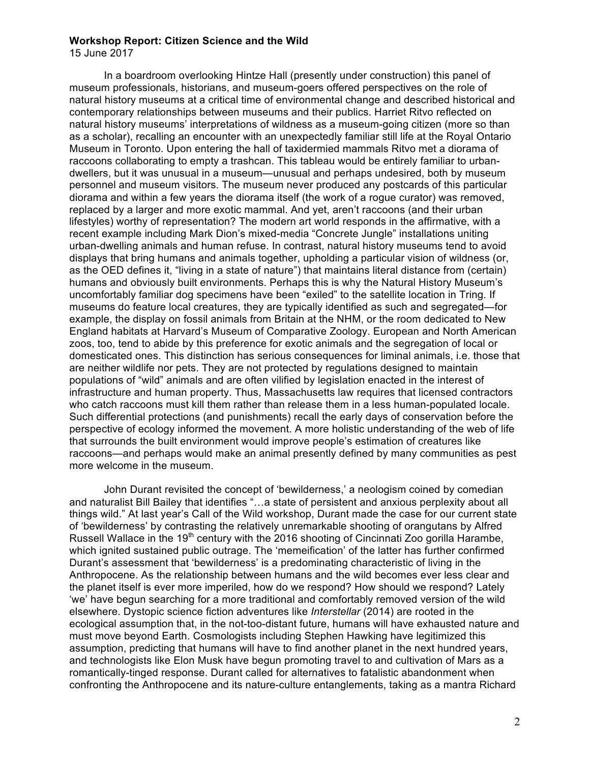**Workshop Report: Citizen Science and the Wild**

15 June 2017

In a boardroom overlooking Hintze Hall (presently under construction) this panel of museum professionals, historians, and museum-goers offered perspectives on the role of natural history museums at a critical time of environmental change and described historical and contemporary relationships between museums and their publics. Harriet Ritvo reflected on natural history museums' interpretations of wildness as a museum-going citizen (more so than as a scholar), recalling an encounter with an unexpectedly familiar still life at the Royal Ontario Museum in Toronto. Upon entering the hall of taxidermied mammals Ritvo met a diorama of raccoons collaborating to empty a trashcan. This tableau would be entirely familiar to urban-dwellers, but it was unusual in a museum—unusual and perhaps undesired, both by museum personnel and museum visitors. The museum never produced any postcards of this particular diorama and within a few years the diorama itself (the work of a rogue curator) was removed, replaced by a larger and more exotic mammal. And yet, aren't raccoons (and their urban lifestyles) worthy of representation? The modern art world responds in the affirmative, with a recent example including Mark Dion's mixed-media "Concrete Jungle" installations uniting urban-dwelling animals and human refuse. In contrast, natural history museums tend to avoid displays that bring humans and animals together, upholding a particular vision of wildness (or, as the OED defines it, "living in a state of nature") that maintains literal distance from (certain) humans and obviously built environments. Perhaps this is why the Natural History Museum's uncomfortably familiar dog specimens have been "exiled" to the satellite location in Tring. If museums do feature local creatures, they are typically identified as such and segregated—for example, the display on fossil animals from Britain at the NHM, or the room dedicated to New England habitats at Harvard's Museum of Comparative Zoology. European and North American zoos, too, tend to abide by this preference for exotic animals and the segregation of local or domesticated ones. This distinction has serious consequences for liminal animals, i.e. those that are neither wildlife nor pets. They are not protected by regulations designed to maintain populations of "wild" animals and are often vilified by legislation enacted in the interest of infrastructure and human property. Thus, Massachusetts law requires that licensed contractors who catch raccoons must kill them rather than release them in a less human-populated locale. Such differential protections (and punishments) recall the early days of conservation before the perspective of ecology informed the movement. A more holistic understanding of the web of life that surrounds the built environment would improve people's estimation of creatures like raccoons—and perhaps would make an animal presently defined by many communities as pest more welcome in the museum.

John Durant revisited the concept of 'bewilderness,' a neologism coined by comedian and naturalist Bill Bailey that identifies "…a state of persistent and anxious perplexity about all things wild." At last year's Call of the Wild workshop, Durant made the case for our current state of 'bewilderness' by contrasting the relatively unremarkable shooting of orangutans by Alfred Russell Wallace in the 19th century with the 2016 shooting of Cincinnati Zoo gorilla Harambe, which ignited sustained public outrage. The 'memeification' of the latter has further confirmed Durant's assessment that 'bewilderness' is a predominating characteristic of living in the Anthropocene. As the relationship between humans and the wild becomes ever less clear and the planet itself is ever more imperiled, how do we respond? How should we respond? Lately 'we' have begun searching for a more traditional and comfortably removed version of the wild elsewhere. Dystopic science fiction adventures like *Interstellar* (2014) are rooted in the ecological assumption that, in the not-too-distant future, humans will have exhausted nature and must move beyond Earth. Cosmologists including Stephen Hawking have legitimized this assumption, predicting that humans will have to find another planet in the next hundred years, and technologists like Elon Musk have begun promoting travel to and cultivation of Mars as a romantically-tinged response. Durant called for alternatives to fatalistic abandonment when confronting the Anthropocene and its nature-culture entanglements, taking as a mantra Richard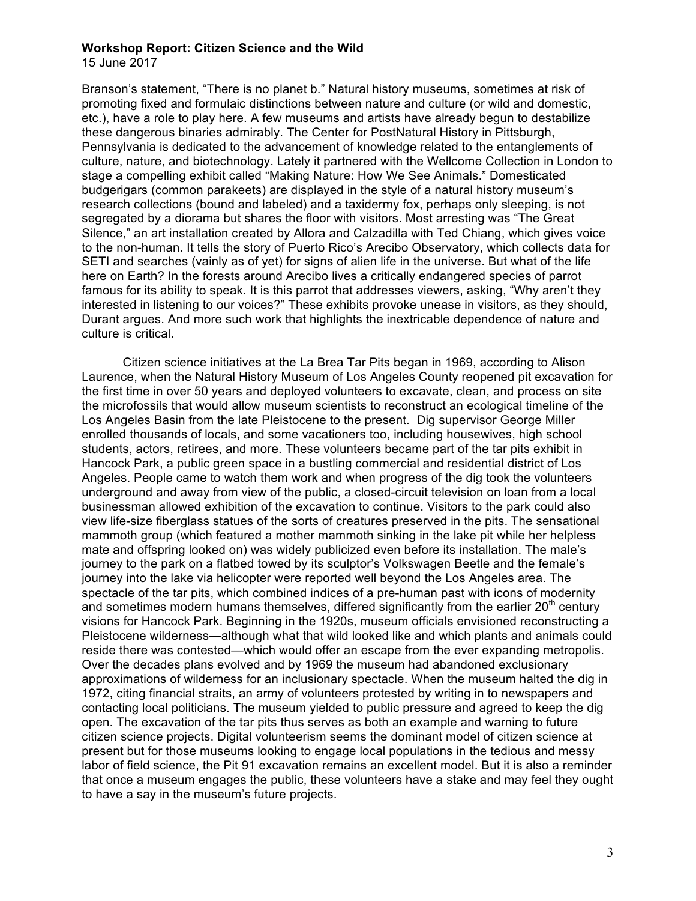Branson's statement, "There is no planet b." Natural history museums, sometimes at risk of promoting fixed and formulaic distinctions between nature and culture (or wild and domestic, etc.), have a role to play here. A few museums and artists have already begun to destabilize these dangerous binaries admirably. The Center for PostNatural History in Pittsburgh, Pennsylvania is dedicated to the advancement of knowledge related to the entanglements of culture, nature, and biotechnology. Lately it partnered with the Wellcome Collection in London to stage a compelling exhibit called "Making Nature: How We See Animals." Domesticated budgerigars (common parakeets) are displayed in the style of a natural history museum's research collections (bound and labeled) and a taxidermy fox, perhaps only sleeping, is not segregated by a diorama but shares the floor with visitors. Most arresting was "The Great Silence," an art installation created by Allora and Calzadilla with Ted Chiang, which gives voice to the non-human. It tells the story of Puerto Rico's Arecibo Observatory, which collects data for SETI and searches (vainly as of yet) for signs of alien life in the universe. But what of the life here on Earth? In the forests around Arecibo lives a critically endangered species of parrot famous for its ability to speak. It is this parrot that addresses viewers, asking, "Why aren't they interested in listening to our voices?" These exhibits provoke unease in visitors, as they should, Durant argues. And more such work that highlights the inextricable dependence of nature and culture is critical.

Citizen science initiatives at the La Brea Tar Pits began in 1969, according to Alison Laurence, when the Natural History Museum of Los Angeles County reopened pit excavation for the first time in over 50 years and deployed volunteers to excavate, clean, and process on site the microfossils that would allow museum scientists to reconstruct an ecological timeline of the Los Angeles Basin from the late Pleistocene to the present. Dig supervisor George Miller enrolled thousands of locals, and some vacationers too, including housewives, high school students, actors, retirees, and more. These volunteers became part of the tar pits exhibit in Hancock Park, a public green space in a bustling commercial and residential district of Los Angeles. People came to watch them work and when progress of the dig took the volunteers underground and away from view of the public, a closed-circuit television on loan from a local businessman allowed exhibition of the excavation to continue. Visitors to the park could also view life-size fiberglass statues of the sorts of creatures preserved in the pits. The sensational mammoth group (which featured a mother mammoth sinking in the lake pit while her helpless mate and offspring looked on) was widely publicized even before its installation. The male's journey to the park on a flatbed towed by its sculptor's Volkswagen Beetle and the female's journey into the lake via helicopter were reported well beyond the Los Angeles area. The spectacle of the tar pits, which combined indices of a pre-human past with icons of modernity and sometimes modern humans themselves, differed significantly from the earlier 20th century visions for Hancock Park. Beginning in the 1920s, museum officials envisioned reconstructing a Pleistocene wilderness—although what that wild looked like and which plants and animals could reside there was contested—which would offer an escape from the ever expanding metropolis. Over the decades plans evolved and by 1969 the museum had abandoned exclusionary approximations of wilderness for an inclusionary spectacle. When the museum halted the dig in 1972, citing financial straits, an army of volunteers protested by writing in to newspapers and contacting local politicians. The museum yielded to public pressure and agreed to keep the dig open. The excavation of the tar pits thus serves as both an example and warning to future citizen science projects. Digital volunteerism seems the dominant model of citizen science at present but for those museums looking to engage local populations in the tedious and messy labor of field science, the Pit 91 excavation remains an excellent model. But it is also a reminder that once a museum engages the public, these volunteers have a stake and may feel they ought to have a say in the museum's future projects.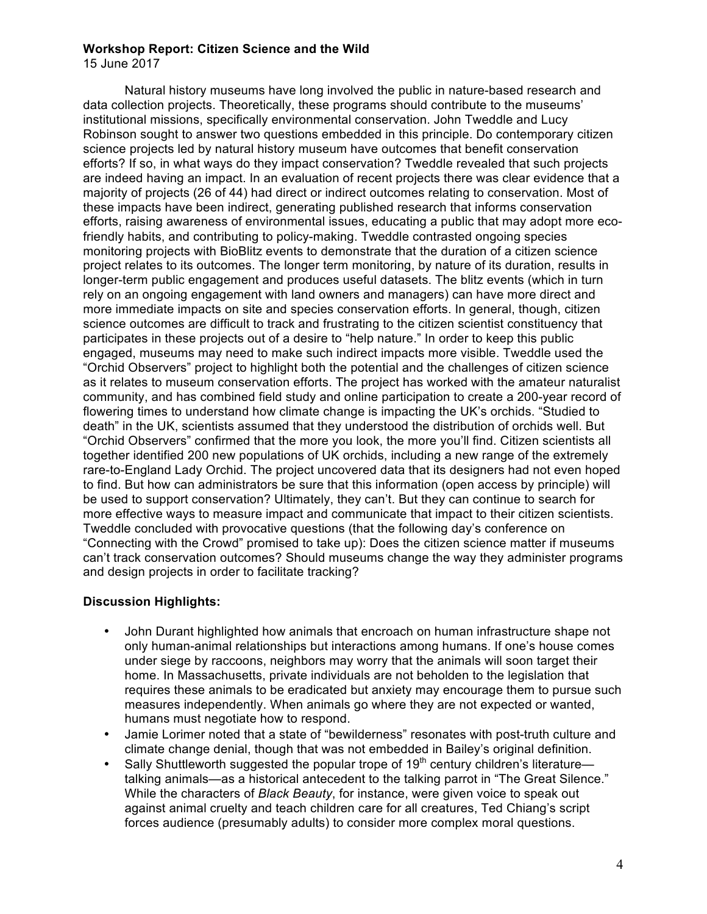**Workshop Report: Citizen Science and the Wild**
15 June 2017

Natural history museums have long involved the public in nature-based research and data collection projects. Theoretically, these programs should contribute to the museums' institutional missions, specifically environmental conservation. John Tweddle and Lucy Robinson sought to answer two questions embedded in this principle. Do contemporary citizen science projects led by natural history museum have outcomes that benefit conservation efforts? If so, in what ways do they impact conservation? Tweddle revealed that such projects are indeed having an impact. In an evaluation of recent projects there was clear evidence that a majority of projects (26 of 44) had direct or indirect outcomes relating to conservation. Most of these impacts have been indirect, generating published research that informs conservation efforts, raising awareness of environmental issues, educating a public that may adopt more eco-friendly habits, and contributing to policy-making. Tweddle contrasted ongoing species monitoring projects with BioBlitz events to demonstrate that the duration of a citizen science project relates to its outcomes. The longer term monitoring, by nature of its duration, results in longer-term public engagement and produces useful datasets. The blitz events (which in turn rely on an ongoing engagement with land owners and managers) can have more direct and more immediate impacts on site and species conservation efforts. In general, though, citizen science outcomes are difficult to track and frustrating to the citizen scientist constituency that participates in these projects out of a desire to "help nature." In order to keep this public engaged, museums may need to make such indirect impacts more visible. Tweddle used the "Orchid Observers" project to highlight both the potential and the challenges of citizen science as it relates to museum conservation efforts. The project has worked with the amateur naturalist community, and has combined field study and online participation to create a 200-year record of flowering times to understand how climate change is impacting the UK's orchids. "Studied to death" in the UK, scientists assumed that they understood the distribution of orchids well. But "Orchid Observers" confirmed that the more you look, the more you'll find. Citizen scientists all together identified 200 new populations of UK orchids, including a new range of the extremely rare-to-England Lady Orchid. The project uncovered data that its designers had not even hoped to find. But how can administrators be sure that this information (open access by principle) will be used to support conservation? Ultimately, they can't. But they can continue to search for more effective ways to measure impact and communicate that impact to their citizen scientists. Tweddle concluded with provocative questions (that the following day's conference on "Connecting with the Crowd" promised to take up): Does the citizen science matter if museums can't track conservation outcomes? Should museums change the way they administer programs and design projects in order to facilitate tracking?

**Discussion Highlights:**

- John Durant highlighted how animals that encroach on human infrastructure shape not only human-animal relationships but interactions among humans. If one's house comes under siege by raccoons, neighbors may worry that the animals will soon target their home. In Massachusetts, private individuals are not beholden to the legislation that requires these animals to be eradicated but anxiety may encourage them to pursue such measures independently. When animals go where they are not expected or wanted, humans must negotiate how to respond.
- Jamie Lorimer noted that a state of "bewilderness" resonates with post-truth culture and climate change denial, though that was not embedded in Bailey's original definition.
- Sally Shuttleworth suggested the popular trope of 19th century children's literature—talking animals—as a historical antecedent to the talking parrot in "The Great Silence." While the characters of *Black Beauty*, for instance, were given voice to speak out against animal cruelty and teach children care for all creatures, Ted Chiang's script forces audience (presumably adults) to consider more complex moral questions.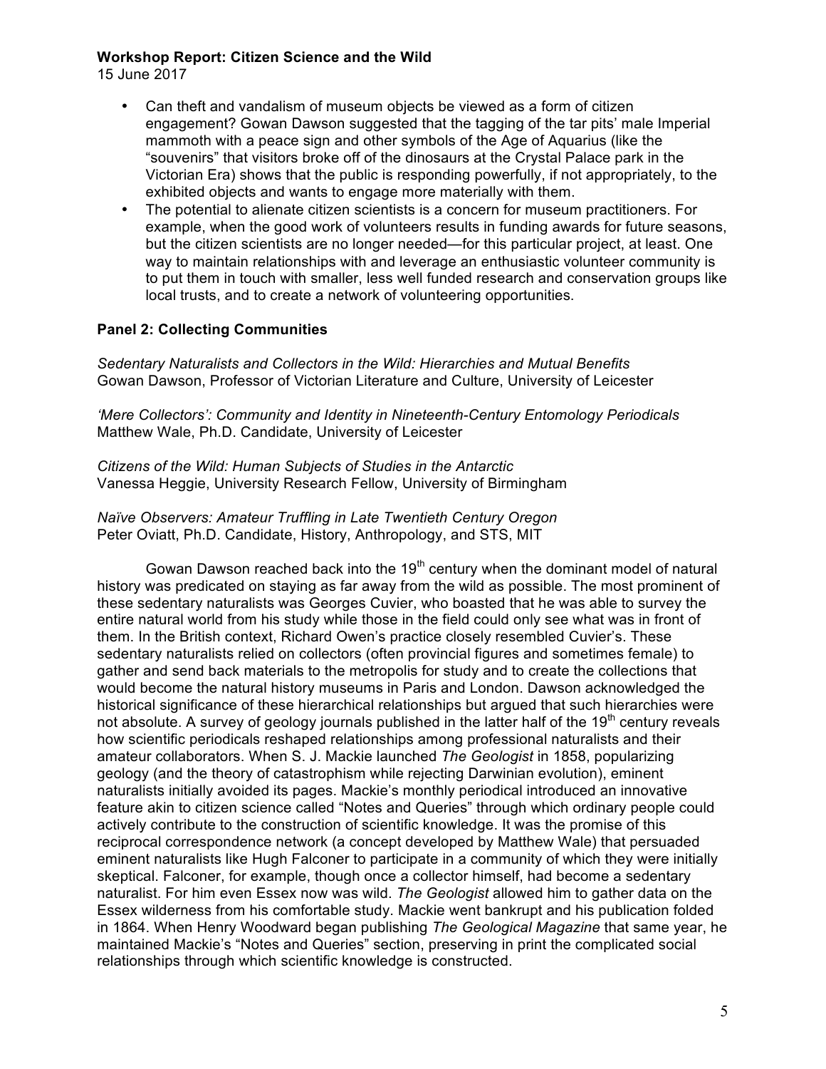- Can theft and vandalism of museum objects be viewed as a form of citizen engagement? Gowan Dawson suggested that the tagging of the tar pits' male Imperial mammoth with a peace sign and other symbols of the Age of Aquarius (like the "souvenirs" that visitors broke off of the dinosaurs at the Crystal Palace park in the Victorian Era) shows that the public is responding powerfully, if not appropriately, to the exhibited objects and wants to engage more materially with them.
- The potential to alienate citizen scientists is a concern for museum practitioners. For example, when the good work of volunteers results in funding awards for future seasons, but the citizen scientists are no longer needed—for this particular project, at least. One way to maintain relationships with and leverage an enthusiastic volunteer community is to put them in touch with smaller, less well funded research and conservation groups like local trusts, and to create a network of volunteering opportunities.

**Panel 2: Collecting Communities**

*Sedentary Naturalists and Collectors in the Wild: Hierarchies and Mutual Benefits*
Gowan Dawson, Professor of Victorian Literature and Culture, University of Leicester

*'Mere Collectors': Community and Identity in Nineteenth-Century Entomology Periodicals*
Matthew Wale, Ph.D. Candidate, University of Leicester

*Citizens of the Wild: Human Subjects of Studies in the Antarctic*
Vanessa Heggie, University Research Fellow, University of Birmingham

*Naïve Observers: Amateur Truffling in Late Twentieth Century Oregon*
Peter Oviatt, Ph.D. Candidate, History, Anthropology, and STS, MIT

Gowan Dawson reached back into the 19th century when the dominant model of natural history was predicated on staying as far away from the wild as possible. The most prominent of these sedentary naturalists was Georges Cuvier, who boasted that he was able to survey the entire natural world from his study while those in the field could only see what was in front of them. In the British context, Richard Owen's practice closely resembled Cuvier's. These sedentary naturalists relied on collectors (often provincial figures and sometimes female) to gather and send back materials to the metropolis for study and to create the collections that would become the natural history museums in Paris and London. Dawson acknowledged the historical significance of these hierarchical relationships but argued that such hierarchies were not absolute. A survey of geology journals published in the latter half of the 19th century reveals how scientific periodicals reshaped relationships among professional naturalists and their amateur collaborators. When S. J. Mackie launched *The Geologist* in 1858, popularizing geology (and the theory of catastrophism while rejecting Darwinian evolution), eminent naturalists initially avoided its pages. Mackie's monthly periodical introduced an innovative feature akin to citizen science called "Notes and Queries" through which ordinary people could actively contribute to the construction of scientific knowledge. It was the promise of this reciprocal correspondence network (a concept developed by Matthew Wale) that persuaded eminent naturalists like Hugh Falconer to participate in a community of which they were initially skeptical. Falconer, for example, though once a collector himself, had become a sedentary naturalist. For him even Essex now was wild. *The Geologist* allowed him to gather data on the Essex wilderness from his comfortable study. Mackie went bankrupt and his publication folded in 1864. When Henry Woodward began publishing *The Geological Magazine* that same year, he maintained Mackie's "Notes and Queries" section, preserving in print the complicated social relationships through which scientific knowledge is constructed.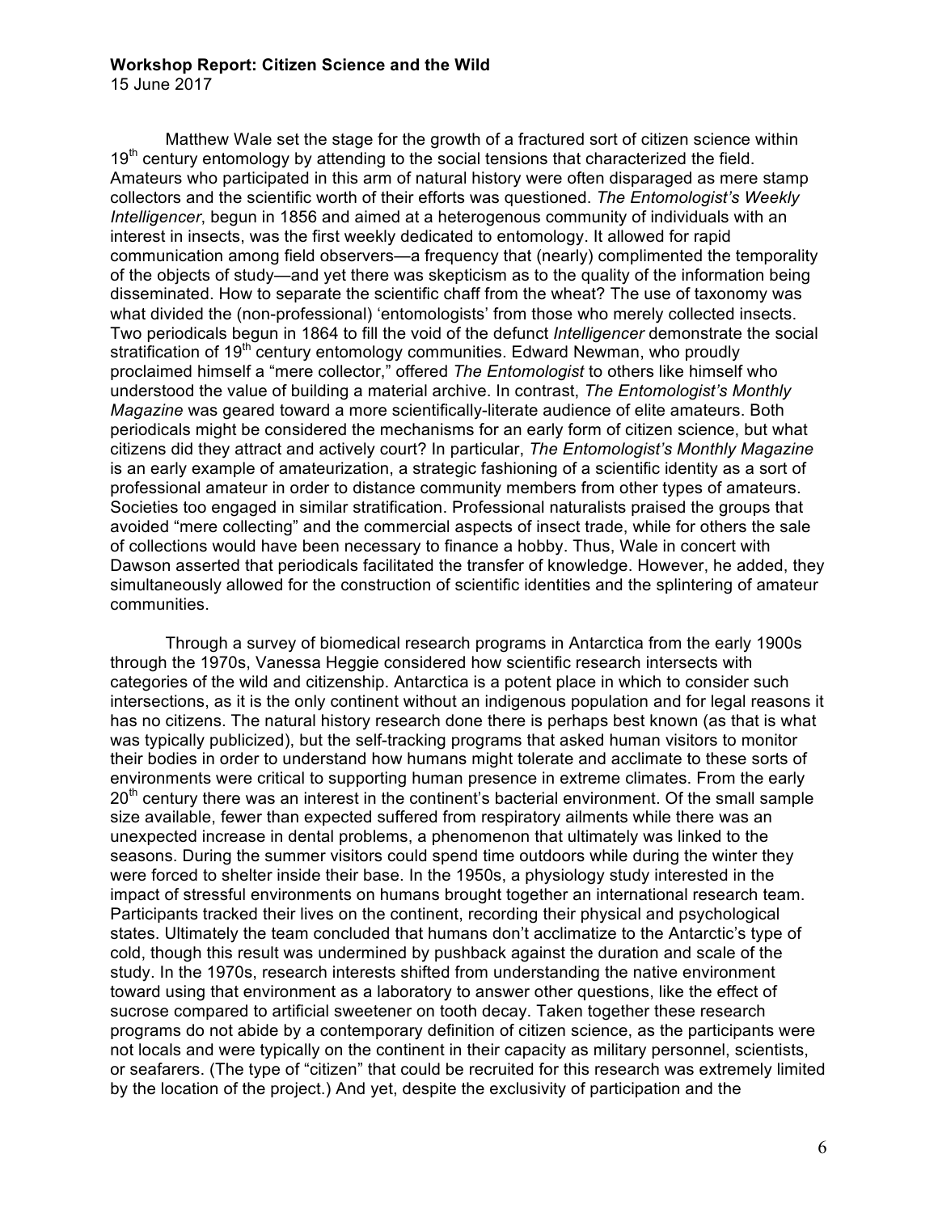**Workshop Report: Citizen Science and the Wild**
15 June 2017

Matthew Wale set the stage for the growth of a fractured sort of citizen science within 19th century entomology by attending to the social tensions that characterized the field. Amateurs who participated in this arm of natural history were often disparaged as mere stamp collectors and the scientific worth of their efforts was questioned. *The Entomologist's Weekly Intelligencer*, begun in 1856 and aimed at a heterogenous community of individuals with an interest in insects, was the first weekly dedicated to entomology. It allowed for rapid communication among field observers—a frequency that (nearly) complimented the temporality of the objects of study—and yet there was skepticism as to the quality of the information being disseminated. How to separate the scientific chaff from the wheat? The use of taxonomy was what divided the (non-professional) 'entomologists' from those who merely collected insects. Two periodicals begun in 1864 to fill the void of the defunct *Intelligencer* demonstrate the social stratification of 19th century entomology communities. Edward Newman, who proudly proclaimed himself a "mere collector," offered *The Entomologist* to others like himself who understood the value of building a material archive. In contrast, *The Entomologist's Monthly Magazine* was geared toward a more scientifically-literate audience of elite amateurs. Both periodicals might be considered the mechanisms for an early form of citizen science, but what citizens did they attract and actively court? In particular, *The Entomologist's Monthly Magazine* is an early example of amateurization, a strategic fashioning of a scientific identity as a sort of professional amateur in order to distance community members from other types of amateurs. Societies too engaged in similar stratification. Professional naturalists praised the groups that avoided "mere collecting" and the commercial aspects of insect trade, while for others the sale of collections would have been necessary to finance a hobby. Thus, Wale in concert with Dawson asserted that periodicals facilitated the transfer of knowledge. However, he added, they simultaneously allowed for the construction of scientific identities and the splintering of amateur communities.

Through a survey of biomedical research programs in Antarctica from the early 1900s through the 1970s, Vanessa Heggie considered how scientific research intersects with categories of the wild and citizenship. Antarctica is a potent place in which to consider such intersections, as it is the only continent without an indigenous population and for legal reasons it has no citizens. The natural history research done there is perhaps best known (as that is what was typically publicized), but the self-tracking programs that asked human visitors to monitor their bodies in order to understand how humans might tolerate and acclimate to these sorts of environments were critical to supporting human presence in extreme climates. From the early 20th century there was an interest in the continent's bacterial environment. Of the small sample size available, fewer than expected suffered from respiratory ailments while there was an unexpected increase in dental problems, a phenomenon that ultimately was linked to the seasons. During the summer visitors could spend time outdoors while during the winter they were forced to shelter inside their base. In the 1950s, a physiology study interested in the impact of stressful environments on humans brought together an international research team. Participants tracked their lives on the continent, recording their physical and psychological states. Ultimately the team concluded that humans don't acclimatize to the Antarctic's type of cold, though this result was undermined by pushback against the duration and scale of the study. In the 1970s, research interests shifted from understanding the native environment toward using that environment as a laboratory to answer other questions, like the effect of sucrose compared to artificial sweetener on tooth decay. Taken together these research programs do not abide by a contemporary definition of citizen science, as the participants were not locals and were typically on the continent in their capacity as military personnel, scientists, or seafarers. (The type of "citizen" that could be recruited for this research was extremely limited by the location of the project.) And yet, despite the exclusivity of participation and the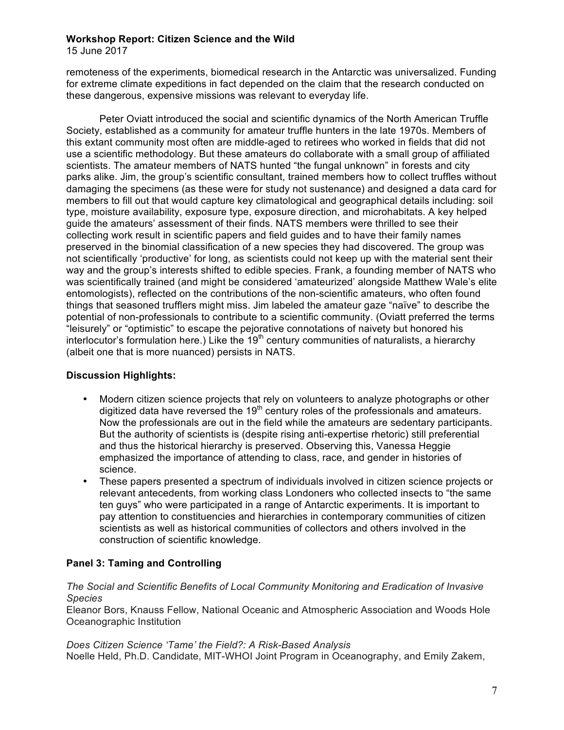remoteness of the experiments, biomedical research in the Antarctic was universalized. Funding for extreme climate expeditions in fact depended on the claim that the research conducted on these dangerous, expensive missions was relevant to everyday life.

Peter Oviatt introduced the social and scientific dynamics of the North American Truffle Society, established as a community for amateur truffle hunters in the late 1970s. Members of this extant community most often are middle-aged to retirees who worked in fields that did not use a scientific methodology. But these amateurs do collaborate with a small group of affiliated scientists. The amateur members of NATS hunted "the fungal unknown" in forests and city parks alike. Jim, the group's scientific consultant, trained members how to collect truffles without damaging the specimens (as these were for study not sustenance) and designed a data card for members to fill out that would capture key climatological and geographical details including: soil type, moisture availability, exposure type, exposure direction, and microhabitats. A key helped guide the amateurs' assessment of their finds. NATS members were thrilled to see their collecting work result in scientific papers and field guides and to have their family names preserved in the binomial classification of a new species they had discovered. The group was not scientifically 'productive' for long, as scientists could not keep up with the material sent their way and the group's interests shifted to edible species. Frank, a founding member of NATS who was scientifically trained (and might be considered 'amateurized' alongside Matthew Wale's elite entomologists), reflected on the contributions of the non-scientific amateurs, who often found things that seasoned trufflers might miss. Jim labeled the amateur gaze "naïve" to describe the potential of non-professionals to contribute to a scientific community. (Oviatt preferred the terms "leisurely" or "optimistic" to escape the pejorative connotations of naivety but honored his interlocutor's formulation here.) Like the 19th century communities of naturalists, a hierarchy (albeit one that is more nuanced) persists in NATS.

### Discussion Highlights:

- Modern citizen science projects that rely on volunteers to analyze photographs or other digitized data have reversed the 19th century roles of the professionals and amateurs. Now the professionals are out in the field while the amateurs are sedentary participants. But the authority of scientists is (despite rising anti-expertise rhetoric) still preferential and thus the historical hierarchy is preserved. Observing this, Vanessa Heggie emphasized the importance of attending to class, race, and gender in histories of science.
- These papers presented a spectrum of individuals involved in citizen science projects or relevant antecedents, from working class Londoners who collected insects to "the same ten guys" who were participated in a range of Antarctic experiments. It is important to pay attention to constituencies and hierarchies in contemporary communities of citizen scientists as well as historical communities of collectors and others involved in the construction of scientific knowledge.

## Panel 3: Taming and Controlling

*The Social and Scientific Benefits of Local Community Monitoring and Eradication of Invasive Species*
Eleanor Bors, Knauss Fellow, National Oceanic and Atmospheric Association and Woods Hole Oceanographic Institution

*Does Citizen Science 'Tame' the Field?: A Risk-Based Analysis*
Noelle Held, Ph.D. Candidate, MIT-WHOI Joint Program in Oceanography, and Emily Zakem,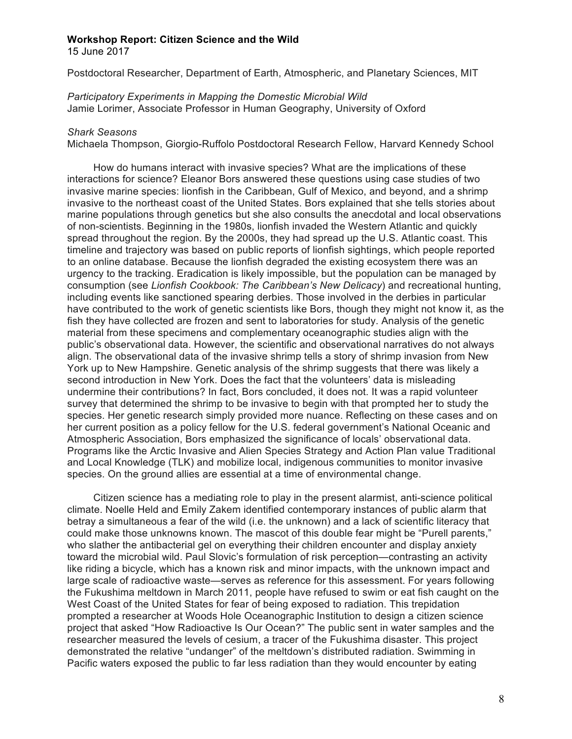**Workshop Report: Citizen Science and the Wild**
15 June 2017

Postdoctoral Researcher, Department of Earth, Atmospheric, and Planetary Sciences, MIT

*Participatory Experiments in Mapping the Domestic Microbial Wild*
Jamie Lorimer, Associate Professor in Human Geography, University of Oxford

*Shark Seasons*
Michaela Thompson, Giorgio-Ruffolo Postdoctoral Research Fellow, Harvard Kennedy School

How do humans interact with invasive species? What are the implications of these interactions for science? Eleanor Bors answered these questions using case studies of two invasive marine species: lionfish in the Caribbean, Gulf of Mexico, and beyond, and a shrimp invasive to the northeast coast of the United States. Bors explained that she tells stories about marine populations through genetics but she also consults the anecdotal and local observations of non-scientists. Beginning in the 1980s, lionfish invaded the Western Atlantic and quickly spread throughout the region. By the 2000s, they had spread up the U.S. Atlantic coast. This timeline and trajectory was based on public reports of lionfish sightings, which people reported to an online database. Because the lionfish degraded the existing ecosystem there was an urgency to the tracking. Eradication is likely impossible, but the population can be managed by consumption (see *Lionfish Cookbook: The Caribbean's New Delicacy*) and recreational hunting, including events like sanctioned spearing derbies. Those involved in the derbies in particular have contributed to the work of genetic scientists like Bors, though they might not know it, as the fish they have collected are frozen and sent to laboratories for study. Analysis of the genetic material from these specimens and complementary oceanographic studies align with the public's observational data. However, the scientific and observational narratives do not always align. The observational data of the invasive shrimp tells a story of shrimp invasion from New York up to New Hampshire. Genetic analysis of the shrimp suggests that there was likely a second introduction in New York. Does the fact that the volunteers' data is misleading undermine their contributions? In fact, Bors concluded, it does not. It was a rapid volunteer survey that determined the shrimp to be invasive to begin with that prompted her to study the species. Her genetic research simply provided more nuance. Reflecting on these cases and on her current position as a policy fellow for the U.S. federal government's National Oceanic and Atmospheric Association, Bors emphasized the significance of locals' observational data. Programs like the Arctic Invasive and Alien Species Strategy and Action Plan value Traditional and Local Knowledge (TLK) and mobilize local, indigenous communities to monitor invasive species. On the ground allies are essential at a time of environmental change.

Citizen science has a mediating role to play in the present alarmist, anti-science political climate. Noelle Held and Emily Zakem identified contemporary instances of public alarm that betray a simultaneous a fear of the wild (i.e. the unknown) and a lack of scientific literacy that could make those unknowns known. The mascot of this double fear might be "Purell parents," who slather the antibacterial gel on everything their children encounter and display anxiety toward the microbial wild. Paul Slovic's formulation of risk perception—contrasting an activity like riding a bicycle, which has a known risk and minor impacts, with the unknown impact and large scale of radioactive waste—serves as reference for this assessment. For years following the Fukushima meltdown in March 2011, people have refused to swim or eat fish caught on the West Coast of the United States for fear of being exposed to radiation. This trepidation prompted a researcher at Woods Hole Oceanographic Institution to design a citizen science project that asked "How Radioactive Is Our Ocean?" The public sent in water samples and the researcher measured the levels of cesium, a tracer of the Fukushima disaster. This project demonstrated the relative "undanger" of the meltdown's distributed radiation. Swimming in Pacific waters exposed the public to far less radiation than they would encounter by eating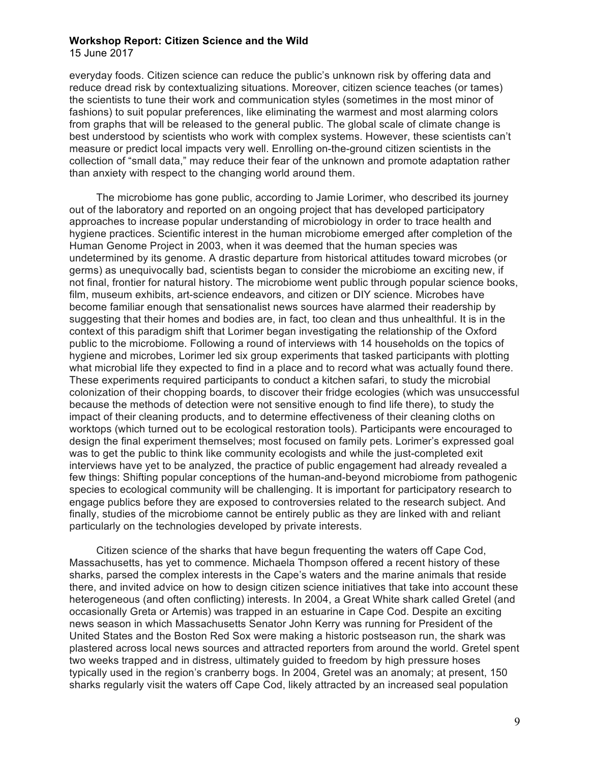everyday foods. Citizen science can reduce the public's unknown risk by offering data and reduce dread risk by contextualizing situations. Moreover, citizen science teaches (or tames) the scientists to tune their work and communication styles (sometimes in the most minor of fashions) to suit popular preferences, like eliminating the warmest and most alarming colors from graphs that will be released to the general public. The global scale of climate change is best understood by scientists who work with complex systems. However, these scientists can't measure or predict local impacts very well. Enrolling on-the-ground citizen scientists in the collection of "small data," may reduce their fear of the unknown and promote adaptation rather than anxiety with respect to the changing world around them.

The microbiome has gone public, according to Jamie Lorimer, who described its journey out of the laboratory and reported on an ongoing project that has developed participatory approaches to increase popular understanding of microbiology in order to trace health and hygiene practices. Scientific interest in the human microbiome emerged after completion of the Human Genome Project in 2003, when it was deemed that the human species was undetermined by its genome. A drastic departure from historical attitudes toward microbes (or germs) as unequivocally bad, scientists began to consider the microbiome an exciting new, if not final, frontier for natural history. The microbiome went public through popular science books, film, museum exhibits, art-science endeavors, and citizen or DIY science. Microbes have become familiar enough that sensationalist news sources have alarmed their readership by suggesting that their homes and bodies are, in fact, too clean and thus unhealthful. It is in the context of this paradigm shift that Lorimer began investigating the relationship of the Oxford public to the microbiome. Following a round of interviews with 14 households on the topics of hygiene and microbes, Lorimer led six group experiments that tasked participants with plotting what microbial life they expected to find in a place and to record what was actually found there. These experiments required participants to conduct a kitchen safari, to study the microbial colonization of their chopping boards, to discover their fridge ecologies (which was unsuccessful because the methods of detection were not sensitive enough to find life there), to study the impact of their cleaning products, and to determine effectiveness of their cleaning cloths on worktops (which turned out to be ecological restoration tools). Participants were encouraged to design the final experiment themselves; most focused on family pets. Lorimer's expressed goal was to get the public to think like community ecologists and while the just-completed exit interviews have yet to be analyzed, the practice of public engagement had already revealed a few things: Shifting popular conceptions of the human-and-beyond microbiome from pathogenic species to ecological community will be challenging. It is important for participatory research to engage publics before they are exposed to controversies related to the research subject. And finally, studies of the microbiome cannot be entirely public as they are linked with and reliant particularly on the technologies developed by private interests.

Citizen science of the sharks that have begun frequenting the waters off Cape Cod, Massachusetts, has yet to commence. Michaela Thompson offered a recent history of these sharks, parsed the complex interests in the Cape's waters and the marine animals that reside there, and invited advice on how to design citizen science initiatives that take into account these heterogeneous (and often conflicting) interests. In 2004, a Great White shark called Gretel (and occasionally Greta or Artemis) was trapped in an estuarine in Cape Cod. Despite an exciting news season in which Massachusetts Senator John Kerry was running for President of the United States and the Boston Red Sox were making a historic postseason run, the shark was plastered across local news sources and attracted reporters from around the world. Gretel spent two weeks trapped and in distress, ultimately guided to freedom by high pressure hoses typically used in the region's cranberry bogs. In 2004, Gretel was an anomaly; at present, 150 sharks regularly visit the waters off Cape Cod, likely attracted by an increased seal population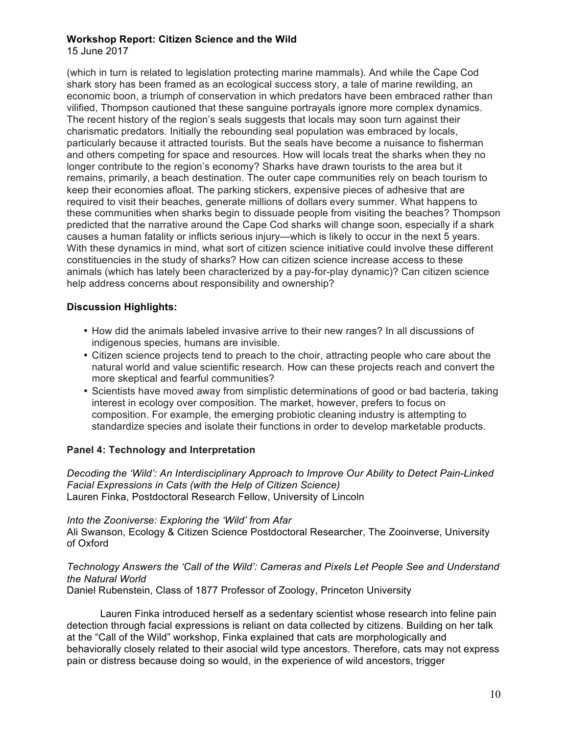(which in turn is related to legislation protecting marine mammals). And while the Cape Cod shark story has been framed as an ecological success story, a tale of marine rewilding, an economic boon, a triumph of conservation in which predators have been embraced rather than vilified, Thompson cautioned that these sanguine portrayals ignore more complex dynamics. The recent history of the region's seals suggests that locals may soon turn against their charismatic predators. Initially the rebounding seal population was embraced by locals, particularly because it attracted tourists. But the seals have become a nuisance to fisherman and others competing for space and resources. How will locals treat the sharks when they no longer contribute to the region's economy? Sharks have drawn tourists to the area but it remains, primarily, a beach destination. The outer cape communities rely on beach tourism to keep their economies afloat. The parking stickers, expensive pieces of adhesive that are required to visit their beaches, generate millions of dollars every summer. What happens to these communities when sharks begin to dissuade people from visiting the beaches? Thompson predicted that the narrative around the Cape Cod sharks will change soon, especially if a shark causes a human fatality or inflicts serious injury—which is likely to occur in the next 5 years. With these dynamics in mind, what sort of citizen science initiative could involve these different constituencies in the study of sharks? How can citizen science increase access to these animals (which has lately been characterized by a pay-for-play dynamic)? Can citizen science help address concerns about responsibility and ownership?

**Discussion Highlights:**

- How did the animals labeled invasive arrive to their new ranges? In all discussions of indigenous species, humans are invisible.
- Citizen science projects tend to preach to the choir, attracting people who care about the natural world and value scientific research. How can these projects reach and convert the more skeptical and fearful communities?
- Scientists have moved away from simplistic determinations of good or bad bacteria, taking interest in ecology over composition. The market, however, prefers to focus on composition. For example, the emerging probiotic cleaning industry is attempting to standardize species and isolate their functions in order to develop marketable products.

**Panel 4: Technology and Interpretation**

*Decoding the 'Wild': An Interdisciplinary Approach to Improve Our Ability to Detect Pain-Linked Facial Expressions in Cats (with the Help of Citizen Science)*
Lauren Finka, Postdoctoral Research Fellow, University of Lincoln

*Into the Zooniverse: Exploring the 'Wild' from Afar*
Ali Swanson, Ecology & Citizen Science Postdoctoral Researcher, The Zooinverse, University of Oxford

*Technology Answers the 'Call of the Wild': Cameras and Pixels Let People See and Understand the Natural World*
Daniel Rubenstein, Class of 1877 Professor of Zoology, Princeton University

Lauren Finka introduced herself as a sedentary scientist whose research into feline pain detection through facial expressions is reliant on data collected by citizens. Building on her talk at the "Call of the Wild" workshop, Finka explained that cats are morphologically and behaviorally closely related to their asocial wild type ancestors. Therefore, cats may not express pain or distress because doing so would, in the experience of wild ancestors, trigger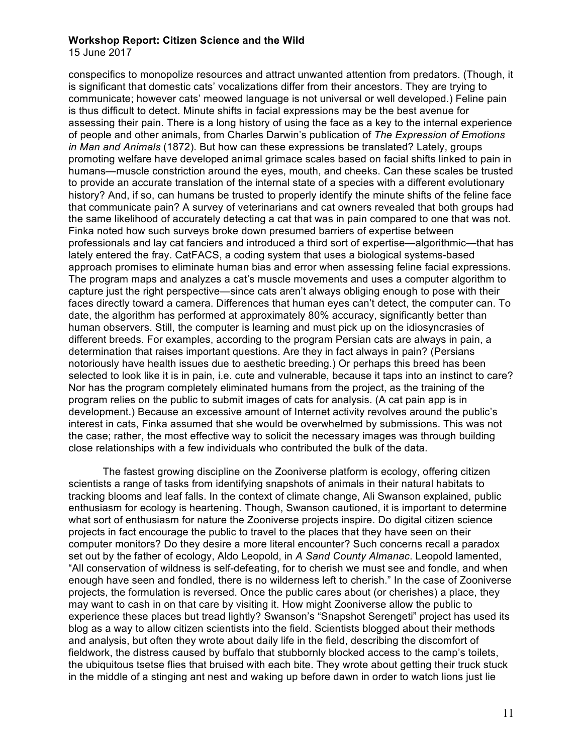conspecifics to monopolize resources and attract unwanted attention from predators. (Though, it is significant that domestic cats' vocalizations differ from their ancestors. They are trying to communicate; however cats' meowed language is not universal or well developed.) Feline pain is thus difficult to detect. Minute shifts in facial expressions may be the best avenue for assessing their pain. There is a long history of using the face as a key to the internal experience of people and other animals, from Charles Darwin's publication of *The Expression of Emotions in Man and Animals* (1872). But how can these expressions be translated? Lately, groups promoting welfare have developed animal grimace scales based on facial shifts linked to pain in humans—muscle constriction around the eyes, mouth, and cheeks. Can these scales be trusted to provide an accurate translation of the internal state of a species with a different evolutionary history? And, if so, can humans be trusted to properly identify the minute shifts of the feline face that communicate pain? A survey of veterinarians and cat owners revealed that both groups had the same likelihood of accurately detecting a cat that was in pain compared to one that was not. Finka noted how such surveys broke down presumed barriers of expertise between professionals and lay cat fanciers and introduced a third sort of expertise—algorithmic—that has lately entered the fray. CatFACS, a coding system that uses a biological systems-based approach promises to eliminate human bias and error when assessing feline facial expressions. The program maps and analyzes a cat's muscle movements and uses a computer algorithm to capture just the right perspective—since cats aren't always obliging enough to pose with their faces directly toward a camera. Differences that human eyes can't detect, the computer can. To date, the algorithm has performed at approximately 80% accuracy, significantly better than human observers. Still, the computer is learning and must pick up on the idiosyncrasies of different breeds. For examples, according to the program Persian cats are always in pain, a determination that raises important questions. Are they in fact always in pain? (Persians notoriously have health issues due to aesthetic breeding.) Or perhaps this breed has been selected to look like it is in pain, i.e. cute and vulnerable, because it taps into an instinct to care? Nor has the program completely eliminated humans from the project, as the training of the program relies on the public to submit images of cats for analysis. (A cat pain app is in development.) Because an excessive amount of Internet activity revolves around the public's interest in cats, Finka assumed that she would be overwhelmed by submissions. This was not the case; rather, the most effective way to solicit the necessary images was through building close relationships with a few individuals who contributed the bulk of the data.

The fastest growing discipline on the Zooniverse platform is ecology, offering citizen scientists a range of tasks from identifying snapshots of animals in their natural habitats to tracking blooms and leaf falls. In the context of climate change, Ali Swanson explained, public enthusiasm for ecology is heartening. Though, Swanson cautioned, it is important to determine what sort of enthusiasm for nature the Zooniverse projects inspire. Do digital citizen science projects in fact encourage the public to travel to the places that they have seen on their computer monitors? Do they desire a more literal encounter? Such concerns recall a paradox set out by the father of ecology, Aldo Leopold, in *A Sand County Almanac*. Leopold lamented, "All conservation of wildness is self-defeating, for to cherish we must see and fondle, and when enough have seen and fondled, there is no wilderness left to cherish." In the case of Zooniverse projects, the formulation is reversed. Once the public cares about (or cherishes) a place, they may want to cash in on that care by visiting it. How might Zooniverse allow the public to experience these places but tread lightly? Swanson's "Snapshot Serengeti" project has used its blog as a way to allow citizen scientists into the field. Scientists blogged about their methods and analysis, but often they wrote about daily life in the field, describing the discomfort of fieldwork, the distress caused by buffalo that stubbornly blocked access to the camp's toilets, the ubiquitous tsetse flies that bruised with each bite. They wrote about getting their truck stuck in the middle of a stinging ant nest and waking up before dawn in order to watch lions just lie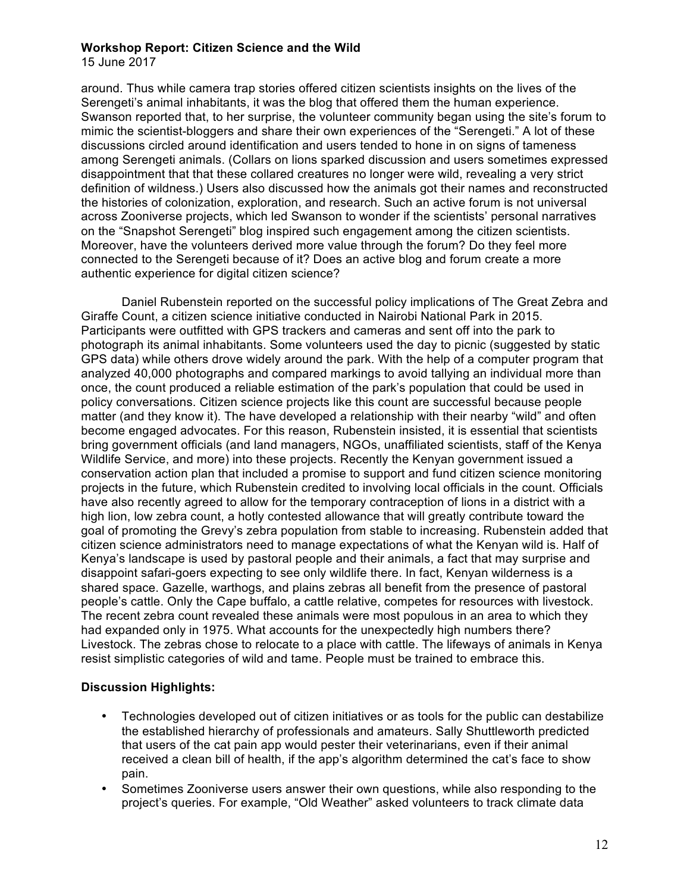around. Thus while camera trap stories offered citizen scientists insights on the lives of the Serengeti's animal inhabitants, it was the blog that offered them the human experience. Swanson reported that, to her surprise, the volunteer community began using the site's forum to mimic the scientist-bloggers and share their own experiences of the "Serengeti." A lot of these discussions circled around identification and users tended to hone in on signs of tameness among Serengeti animals. (Collars on lions sparked discussion and users sometimes expressed disappointment that that these collared creatures no longer were wild, revealing a very strict definition of wildness.) Users also discussed how the animals got their names and reconstructed the histories of colonization, exploration, and research. Such an active forum is not universal across Zooniverse projects, which led Swanson to wonder if the scientists' personal narratives on the "Snapshot Serengeti" blog inspired such engagement among the citizen scientists. Moreover, have the volunteers derived more value through the forum? Do they feel more connected to the Serengeti because of it? Does an active blog and forum create a more authentic experience for digital citizen science?

Daniel Rubenstein reported on the successful policy implications of The Great Zebra and Giraffe Count, a citizen science initiative conducted in Nairobi National Park in 2015. Participants were outfitted with GPS trackers and cameras and sent off into the park to photograph its animal inhabitants. Some volunteers used the day to picnic (suggested by static GPS data) while others drove widely around the park. With the help of a computer program that analyzed 40,000 photographs and compared markings to avoid tallying an individual more than once, the count produced a reliable estimation of the park's population that could be used in policy conversations. Citizen science projects like this count are successful because people matter (and they know it). The have developed a relationship with their nearby "wild" and often become engaged advocates. For this reason, Rubenstein insisted, it is essential that scientists bring government officials (and land managers, NGOs, unaffiliated scientists, staff of the Kenya Wildlife Service, and more) into these projects. Recently the Kenyan government issued a conservation action plan that included a promise to support and fund citizen science monitoring projects in the future, which Rubenstein credited to involving local officials in the count. Officials have also recently agreed to allow for the temporary contraception of lions in a district with a high lion, low zebra count, a hotly contested allowance that will greatly contribute toward the goal of promoting the Grevy's zebra population from stable to increasing. Rubenstein added that citizen science administrators need to manage expectations of what the Kenyan wild is. Half of Kenya's landscape is used by pastoral people and their animals, a fact that may surprise and disappoint safari-goers expecting to see only wildlife there. In fact, Kenyan wilderness is a shared space. Gazelle, warthogs, and plains zebras all benefit from the presence of pastoral people's cattle. Only the Cape buffalo, a cattle relative, competes for resources with livestock. The recent zebra count revealed these animals were most populous in an area to which they had expanded only in 1975. What accounts for the unexpectedly high numbers there? Livestock. The zebras chose to relocate to a place with cattle. The lifeways of animals in Kenya resist simplistic categories of wild and tame. People must be trained to embrace this.

**Discussion Highlights:**

- Technologies developed out of citizen initiatives or as tools for the public can destabilize the established hierarchy of professionals and amateurs. Sally Shuttleworth predicted that users of the cat pain app would pester their veterinarians, even if their animal received a clean bill of health, if the app's algorithm determined the cat's face to show pain.
- Sometimes Zooniverse users answer their own questions, while also responding to the project's queries. For example, "Old Weather" asked volunteers to track climate data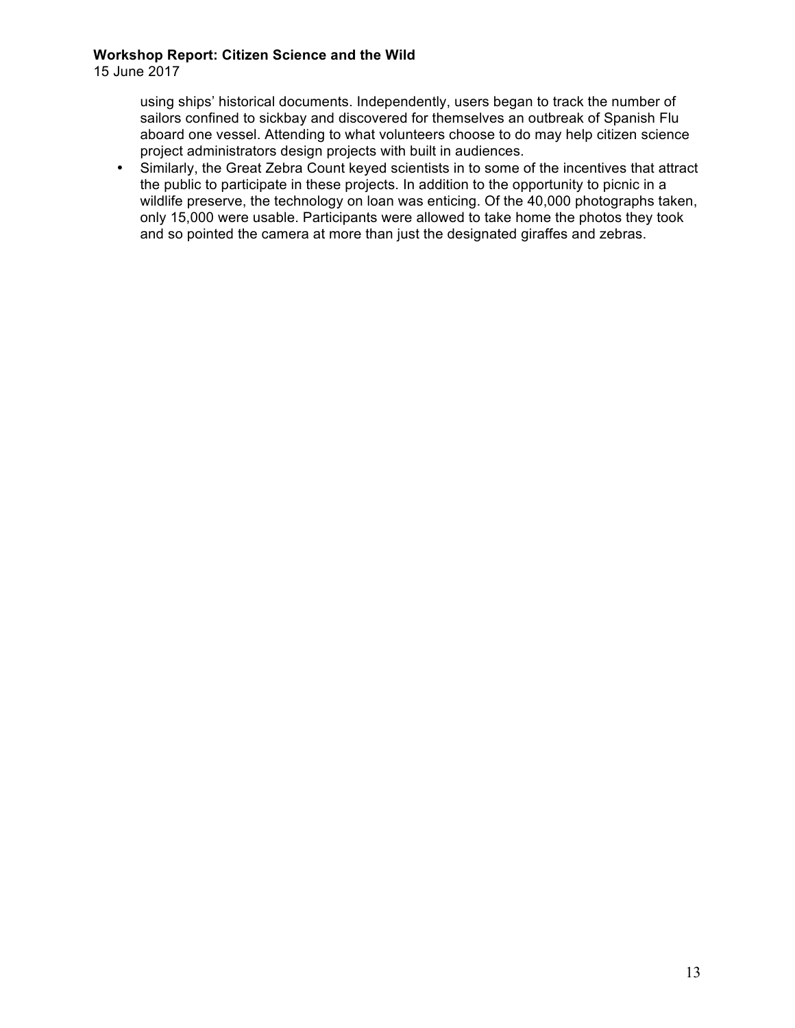using ships' historical documents. Independently, users began to track the number of sailors confined to sickbay and discovered for themselves an outbreak of Spanish Flu aboard one vessel. Attending to what volunteers choose to do may help citizen science project administrators design projects with built in audiences.

- Similarly, the Great Zebra Count keyed scientists in to some of the incentives that attract the public to participate in these projects. In addition to the opportunity to picnic in a wildlife preserve, the technology on loan was enticing. Of the 40,000 photographs taken, only 15,000 were usable. Participants were allowed to take home the photos they took and so pointed the camera at more than just the designated giraffes and zebras.